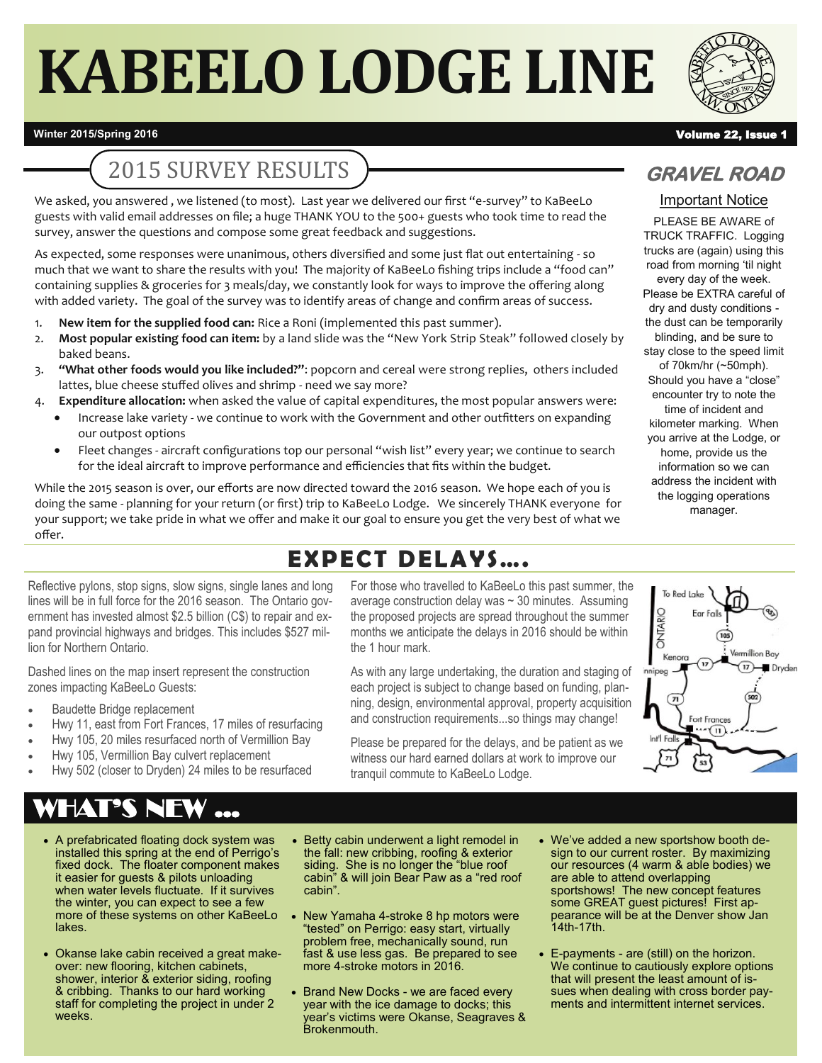# KABEELO LODGE LINE

Winter 2015/Spring 2016

## 2015 SURVEY RESULTS

We asked, you answered , we listened (to most). Last year we delivered our first "e-survey" to KaBeeLo guests with valid email addresses on file; a huge THANK YOU to the 500+ guests who took time to read the survey, answer the questions and compose some great feedback and suggestions.

As expected, some responses were unanimous, others diversified and some just flat out entertaining - so much that we want to share the results with you! The majority of KaBeeLo fishing trips include a "food can" containing supplies & groceries for 3 meals/day, we constantly look for ways to improve the offering along with added variety. The goal of the survey was to identify areas of change and confirm areas of success.

1. **New item for the supplied food can:** Rice a Roni (implemented this past summer).
2. **Most popular existing food can item:** by a land slide was the "New York Strip Steak" followed closely by baked beans.
3. **"What other foods would you like included?"**: popcorn and cereal were strong replies, others included lattes, blue cheese stuffed olives and shrimp - need we say more?
4. **Expenditure allocation:** when asked the value of capital expenditures, the most popular answers were:
   - Increase lake variety - we continue to work with the Government and other outfitters on expanding our outpost options
   - Fleet changes - aircraft configurations top our personal "wish list" every year; we continue to search for the ideal aircraft to improve performance and efficiencies that fits within the budget.

While the 2015 season is over, our efforts are now directed toward the 2016 season. We hope each of you is doing the same - planning for your return (or first) trip to KaBeeLo Lodge. We sincerely THANK everyone for your support; we take pride in what we offer and make it our goal to ensure you get the very best of what we offer.

## GRAVEL ROAD

### Important Notice

PLEASE BE AWARE of TRUCK TRAFFIC. Logging trucks are (again) using this road from morning 'til night every day of the week. Please be EXTRA careful of dry and dusty conditions - the dust can be temporarily blinding, and be sure to stay close to the speed limit of 70km/hr (~50mph). Should you have a "close" encounter try to note the time of incident and kilometer marking. When you arrive at the Lodge, or home, provide us the information so we can address the incident with the logging operations manager.

## EXPECT DELAYS….

Reflective pylons, stop signs, slow signs, single lanes and long lines will be in full force for the 2016 season. The Ontario government has invested almost $2.5 billion (C$) to repair and expand provincial highways and bridges. This includes $527 million for Northern Ontario.

Dashed lines on the map insert represent the construction zones impacting KaBeeLo Guests:

- Baudette Bridge replacement
- Hwy 11, east from Fort Frances, 17 miles of resurfacing
- Hwy 105, 20 miles resurfaced north of Vermillion Bay
- Hwy 105, Vermillion Bay culvert replacement
- Hwy 502 (closer to Dryden) 24 miles to be resurfaced

For those who travelled to KaBeeLo this past summer, the average construction delay was ~ 30 minutes. Assuming the proposed projects are spread throughout the summer months we anticipate the delays in 2016 should be within the 1 hour mark.

As with any large undertaking, the duration and staging of each project is subject to change based on funding, planning, design, environmental approval, property acquisition and construction requirements...so things may change!

Please be prepared for the delays, and be patient as we witness our hard earned dollars at work to improve our tranquil commute to KaBeeLo Lodge.

## WHAT'S NEW …

- A prefabricated floating dock system was installed this spring at the end of Perrigo's fixed dock. The floater component makes it easier for guests & pilots unloading when water levels fluctuate. If it survives the winter, you can expect to see a few more of these systems on other KaBeeLo lakes.
- Okanse lake cabin received a great makeover: new flooring, kitchen cabinets, shower, interior & exterior siding, roofing & cribbing. Thanks to our hard working staff for completing the project in under 2 weeks.
- Betty cabin underwent a light remodel in the fall: new cribbing, roofing & exterior siding. She is no longer the "blue roof cabin" & will join Bear Paw as a "red roof cabin".
- New Yamaha 4-stroke 8 hp motors were "tested" on Perrigo: easy start, virtually problem free, mechanically sound, run fast & use less gas. Be prepared to see more 4-stroke motors in 2016.
- Brand New Docks - we are faced every year with the ice damage to docks; this year's victims were Okanse, Seagraves & Brokenmouth.
- We've added a new sportshow booth design to our current roster. By maximizing our resources (4 warm & able bodies) we are able to attend overlapping sportshows! The new concept features some GREAT guest pictures! First appearance will be at the Denver show Jan 14th-17th.
- E-payments - are (still) on the horizon. We continue to cautiously explore options that will present the least amount of issues when dealing with cross border payments and intermittent internet services.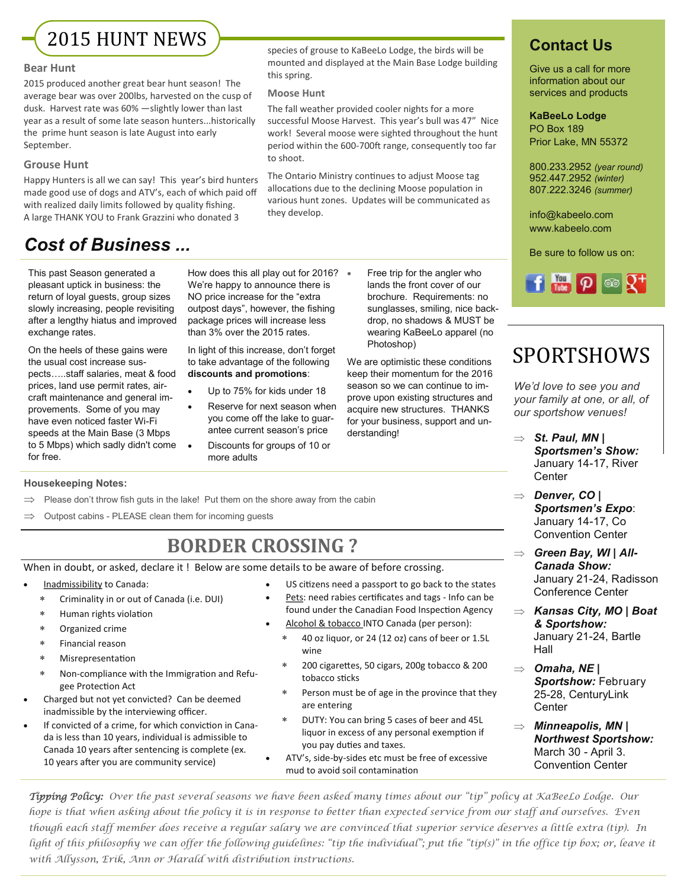# 2015 HUNT NEWS

### Bear Hunt

2015 produced another great bear hunt season! The average bear was over 200lbs, harvested on the cusp of dusk. Harvest rate was 60% —slightly lower than last year as a result of some late season hunters...historically the prime hunt season is late August into early September.

### Grouse Hunt

Happy Hunters is all we can say! This year's bird hunters made good use of dogs and ATV's, each of which paid off with realized daily limits followed by quality fishing. A large THANK YOU to Frank Grazzini who donated 3 species of grouse to KaBeeLo Lodge, the birds will be mounted and displayed at the Main Base Lodge building this spring.

### Moose Hunt

The fall weather provided cooler nights for a more successful Moose Harvest. This year's bull was 47" Nice work! Several moose were sighted throughout the hunt period within the 600-700ft range, consequently too far to shoot.

The Ontario Ministry continues to adjust Moose tag allocations due to the declining Moose population in various hunt zones. Updates will be communicated as they develop.

## *Cost of Business ...*

This past Season generated a pleasant uptick in business: the return of loyal guests, group sizes slowly increasing, people revisiting after a lengthy hiatus and improved exchange rates.

On the heels of these gains were the usual cost increase suspects…..staff salaries, meat & food prices, land use permit rates, aircraft maintenance and general improvements. Some of you may have even noticed faster Wi-Fi speeds at the Main Base (3 Mbps to 5 Mbps) which sadly didn't come for free.

How does this all play out for 2016? We're happy to announce there is NO price increase for the "extra outpost days", however, the fishing package prices will increase less than 3% over the 2015 rates.

In light of this increase, don't forget to take advantage of the following **discounts and promotions**:

- Up to 75% for kids under 18
- Reserve for next season when you come off the lake to guarantee current season's price
- Discounts for groups of 10 or more adults
- Free trip for the angler who lands the front cover of our brochure. Requirements: no sunglasses, smiling, nice backdrop, no shadows & MUST be wearing KaBeeLo apparel (no Photoshop)

We are optimistic these conditions keep their momentum for the 2016 season so we can continue to improve upon existing structures and acquire new structures. THANKS for your business, support and understanding!

**Housekeeping Notes:**

⇒ Please don't throw fish guts in the lake! Put them on the shore away from the cabin

⇒ Outpost cabins - PLEASE clean them for incoming guests

## BORDER CROSSING ?

When in doubt, or asked, declare it ! Below are some details to be aware of before crossing.

- Inadmissibility to Canada:
  - Criminality in or out of Canada (i.e. DUI)
  - Human rights violation
  - Organized crime
  - Financial reason
  - Misrepresentation
  - Non-compliance with the Immigration and Refugee Protection Act
- Charged but not yet convicted? Can be deemed inadmissible by the interviewing officer.
- If convicted of a crime, for which conviction in Canada is less than 10 years, individual is admissible to Canada 10 years after sentencing is complete (ex. 10 years after you are community service)
- US citizens need a passport to go back to the states
- Pets: need rabies certificates and tags - Info can be found under the Canadian Food Inspection Agency
- Alcohol & tobacco INTO Canada (per person):
  - 40 oz liquor, or 24 (12 oz) cans of beer or 1.5L wine
  - 200 cigarettes, 50 cigars, 200g tobacco & 200 tobacco sticks
  - Person must be of age in the province that they are entering
  - DUTY: You can bring 5 cases of beer and 45L liquor in excess of any personal exemption if you pay duties and taxes.
- ATV's, side-by-sides etc must be free of excessive mud to avoid soil contamination

## Contact Us

Give us a call for more information about our services and products

**KaBeeLo Lodge**
PO Box 189
Prior Lake, MN 55372

800.233.2952 *(year round)*
952.447.2952 *(winter)*
807.222.3246 *(summer)*

info@kabeelo.com
www.kabeelo.com

Be sure to follow us on:

## SPORTSHOWS

*We'd love to see you and your family at one, or all, of our sportshow venues!*

⇒ ***St. Paul, MN | Sportsmen's Show:*** January 14-17, River Center

⇒ ***Denver, CO | Sportsmen's Expo***: January 14-17, Co Convention Center

⇒ ***Green Bay, WI | All-Canada Show:*** January 21-24, Radisson Conference Center

⇒ ***Kansas City, MO | Boat & Sportshow:*** January 21-24, Bartle Hall

⇒ ***Omaha, NE | Sportshow:*** February 25-28, CenturyLink Center

⇒ ***Minneapolis, MN | Northwest Sportshow:*** March 30 - April 3. Convention Center

*Tipping Policy: Over the past several seasons we have been asked many times about our "tip" policy at KaBeeLo Lodge. Our hope is that when asking about the policy it is in response to better than expected service from our staff and ourselves. Even though each staff member does receive a regular salary we are convinced that superior service deserves a little extra (tip). In light of this philosophy we can offer the following guidelines: "tip the individual"; put the "tip(s)" in the office tip box; or, leave it with Allysson, Erik, Ann or Harald with distribution instructions.*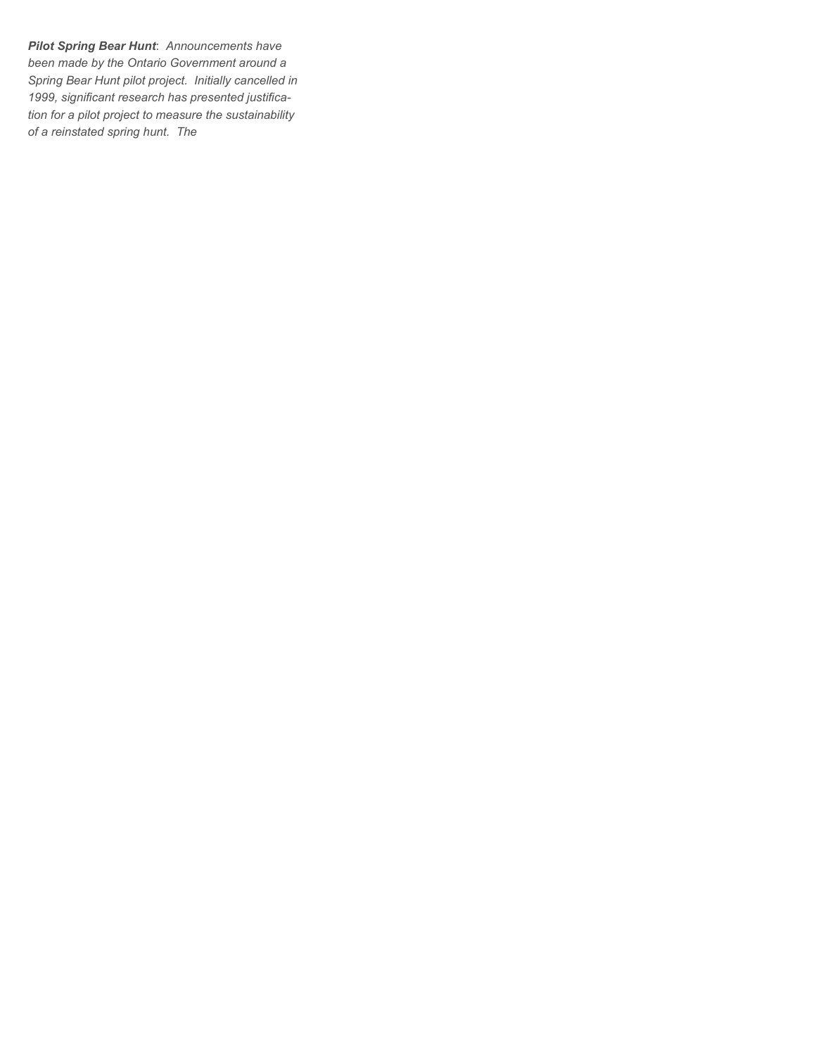***Pilot Spring Bear Hunt**: Announcements have been made by the Ontario Government around a Spring Bear Hunt pilot project. Initially cancelled in 1999, significant research has presented justification for a pilot project to measure the sustainability of a reinstated spring hunt. The*